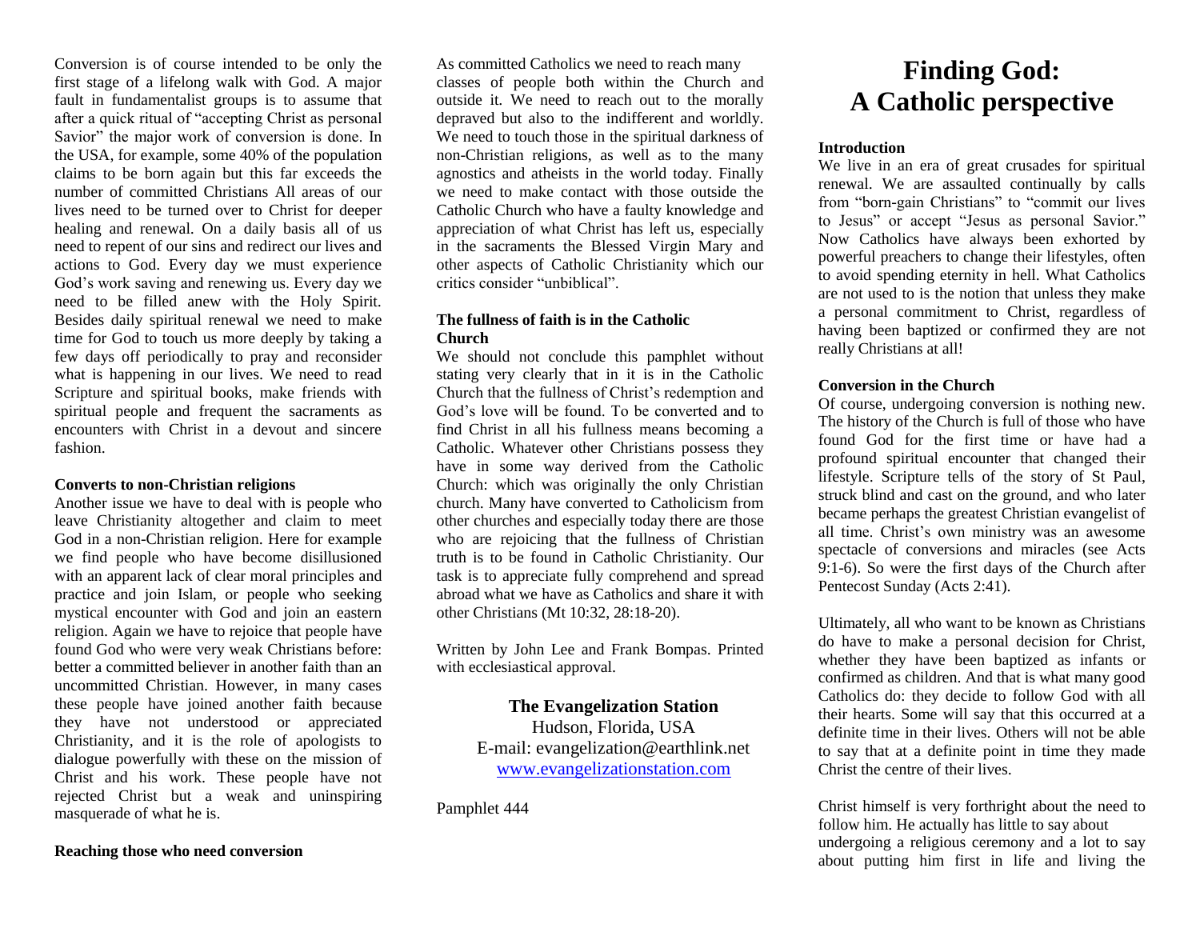Conversion is of course intended to be only the first stage of a lifelong walk with God. A major fault in fundamentalist groups is to assume that after a quick ritual of "accepting Christ as personal Savior" the major work of conversion is done. In the USA, for example, some 40% of the population claims to be born again but this far exceeds the number of committed Christians All areas of our lives need to be turned over to Christ for deeper healing and renewal. On a daily basis all of us need to repent of our sins and redirect our lives and actions to God. Every day we must experience God's work saving and renewing us. Every day we need to be filled anew with the Holy Spirit. Besides daily spiritual renewal we need to make time for God to touch us more deeply by taking a few days off periodically to pray and reconsider what is happening in our lives. We need to read Scripture and spiritual books, make friends with spiritual people and frequent the sacraments as encounters with Christ in a devout and sincere fashion.

**Converts to non-Christian religions**

Another issue we have to deal with is people who leave Christianity altogether and claim to meet God in a non-Christian religion. Here for example we find people who have become disillusioned with an apparent lack of clear moral principles and practice and join Islam, or people who seeking mystical encounter with God and join an eastern religion. Again we have to rejoice that people have found God who were very weak Christians before: better a committed believer in another faith than an uncommitted Christian. However, in many cases these people have joined another faith because they have not understood or appreciated Christianity, and it is the role of apologists to dialogue powerfully with these on the mission of Christ and his work. These people have not rejected Christ but a weak and uninspiring masquerade of what he is.

**Reaching those who need conversion**

As committed Catholics we need to reach many classes of people both within the Church and outside it. We need to reach out to the morally depraved but also to the indifferent and worldly. We need to touch those in the spiritual darkness of non-Christian religions, as well as to the many agnostics and atheists in the world today. Finally we need to make contact with those outside the Catholic Church who have a faulty knowledge and appreciation of what Christ has left us, especially in the sacraments the Blessed Virgin Mary and other aspects of Catholic Christianity which our critics consider "unbiblical".

**The fullness of faith is in the Catholic Church**

We should not conclude this pamphlet without stating very clearly that in it is in the Catholic Church that the fullness of Christ's redemption and God's love will be found. To be converted and to find Christ in all his fullness means becoming a Catholic. Whatever other Christians possess they have in some way derived from the Catholic Church: which was originally the only Christian church. Many have converted to Catholicism from other churches and especially today there are those who are rejoicing that the fullness of Christian truth is to be found in Catholic Christianity. Our task is to appreciate fully comprehend and spread abroad what we have as Catholics and share it with other Christians (Mt 10:32, 28:18-20).

Written by John Lee and Frank Bompas. Printed with ecclesiastical approval.

**The Evangelization Station**
Hudson, Florida, USA
E-mail: evangelization@earthlink.net
www.evangelizationstation.com

Pamphlet 444

# Finding God: A Catholic perspective

**Introduction**

We live in an era of great crusades for spiritual renewal. We are assaulted continually by calls from "born-gain Christians" to "commit our lives to Jesus" or accept "Jesus as personal Savior." Now Catholics have always been exhorted by powerful preachers to change their lifestyles, often to avoid spending eternity in hell. What Catholics are not used to is the notion that unless they make a personal commitment to Christ, regardless of having been baptized or confirmed they are not really Christians at all!

**Conversion in the Church**

Of course, undergoing conversion is nothing new. The history of the Church is full of those who have found God for the first time or have had a profound spiritual encounter that changed their lifestyle. Scripture tells of the story of St Paul, struck blind and cast on the ground, and who later became perhaps the greatest Christian evangelist of all time. Christ's own ministry was an awesome spectacle of conversions and miracles (see Acts 9:1-6). So were the first days of the Church after Pentecost Sunday (Acts 2:41).

Ultimately, all who want to be known as Christians do have to make a personal decision for Christ, whether they have been baptized as infants or confirmed as children. And that is what many good Catholics do: they decide to follow God with all their hearts. Some will say that this occurred at a definite time in their lives. Others will not be able to say that at a definite point in time they made Christ the centre of their lives.

Christ himself is very forthright about the need to follow him. He actually has little to say about undergoing a religious ceremony and a lot to say about putting him first in life and living the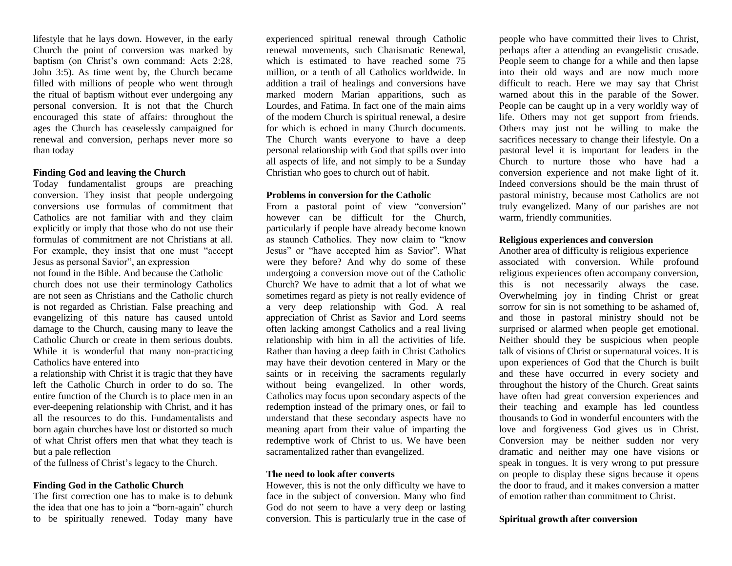lifestyle that he lays down. However, in the early Church the point of conversion was marked by baptism (on Christ's own command: Acts 2:28, John 3:5). As time went by, the Church became filled with millions of people who went through the ritual of baptism without ever undergoing any personal conversion. It is not that the Church encouraged this state of affairs: throughout the ages the Church has ceaselessly campaigned for renewal and conversion, perhaps never more so than today

**Finding God and leaving the Church**

Today fundamentalist groups are preaching conversion. They insist that people undergoing conversions use formulas of commitment that Catholics are not familiar with and they claim explicitly or imply that those who do not use their formulas of commitment are not Christians at all. For example, they insist that one must "accept Jesus as personal Savior", an expression not found in the Bible. And because the Catholic church does not use their terminology Catholics are not seen as Christians and the Catholic church is not regarded as Christian. False preaching and evangelizing of this nature has caused untold damage to the Church, causing many to leave the Catholic Church or create in them serious doubts. While it is wonderful that many non-practicing Catholics have entered into a relationship with Christ it is tragic that they have left the Catholic Church in order to do so. The entire function of the Church is to place men in an ever-deepening relationship with Christ, and it has all the resources to do this. Fundamentalists and born again churches have lost or distorted so much of what Christ offers men that what they teach is but a pale reflection of the fullness of Christ's legacy to the Church.

**Finding God in the Catholic Church**

The first correction one has to make is to debunk the idea that one has to join a "born-again" church to be spiritually renewed. Today many have experienced spiritual renewal through Catholic renewal movements, such Charismatic Renewal, which is estimated to have reached some 75 million, or a tenth of all Catholics worldwide. In addition a trail of healings and conversions have marked modern Marian apparitions, such as Lourdes, and Fatima. In fact one of the main aims of the modern Church is spiritual renewal, a desire for which is echoed in many Church documents. The Church wants everyone to have a deep personal relationship with God that spills over into all aspects of life, and not simply to be a Sunday Christian who goes to church out of habit.

**Problems in conversion for the Catholic**

From a pastoral point of view "conversion" however can be difficult for the Church, particularly if people have already become known as staunch Catholics. They now claim to "know Jesus" or "have accepted him as Savior". What were they before? And why do some of these undergoing a conversion move out of the Catholic Church? We have to admit that a lot of what we sometimes regard as piety is not really evidence of a very deep relationship with God. A real appreciation of Christ as Savior and Lord seems often lacking amongst Catholics and a real living relationship with him in all the activities of life. Rather than having a deep faith in Christ Catholics may have their devotion centered in Mary or the saints or in receiving the sacraments regularly without being evangelized. In other words, Catholics may focus upon secondary aspects of the redemption instead of the primary ones, or fail to understand that these secondary aspects have no meaning apart from their value of imparting the redemptive work of Christ to us. We have been sacramentalized rather than evangelized.

**The need to look after converts**

However, this is not the only difficulty we have to face in the subject of conversion. Many who find God do not seem to have a very deep or lasting conversion. This is particularly true in the case of people who have committed their lives to Christ, perhaps after a attending an evangelistic crusade. People seem to change for a while and then lapse into their old ways and are now much more difficult to reach. Here we may say that Christ warned about this in the parable of the Sower. People can be caught up in a very worldly way of life. Others may not get support from friends. Others may just not be willing to make the sacrifices necessary to change their lifestyle. On a pastoral level it is important for leaders in the Church to nurture those who have had a conversion experience and not make light of it. Indeed conversions should be the main thrust of pastoral ministry, because most Catholics are not truly evangelized. Many of our parishes are not warm, friendly communities.

**Religious experiences and conversion**

Another area of difficulty is religious experience associated with conversion. While profound religious experiences often accompany conversion, this is not necessarily always the case. Overwhelming joy in finding Christ or great sorrow for sin is not something to be ashamed of, and those in pastoral ministry should not be surprised or alarmed when people get emotional. Neither should they be suspicious when people talk of visions of Christ or supernatural voices. It is upon experiences of God that the Church is built and these have occurred in every society and throughout the history of the Church. Great saints have often had great conversion experiences and their teaching and example has led countless thousands to God in wonderful encounters with the love and forgiveness God gives us in Christ. Conversion may be neither sudden nor very dramatic and neither may one have visions or speak in tongues. It is very wrong to put pressure on people to display these signs because it opens the door to fraud, and it makes conversion a matter of emotion rather than commitment to Christ.

**Spiritual growth after conversion**